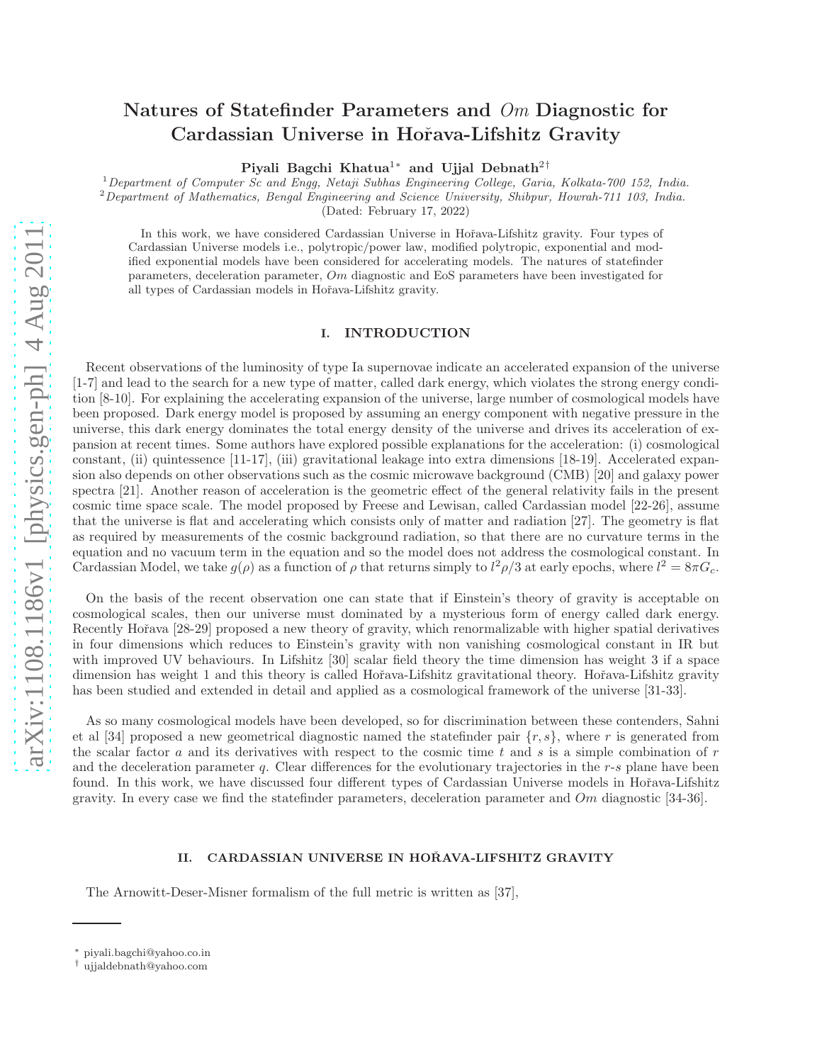# Natures of Statefinder Parameters and $Om$ Diagnostic for Cardassian Universe in Hořava-Lifshitz Gravity

**Piyali Bagchi Khatua**[1*] **and Ujjal Debnath**[2†]

[1] *Department of Computer Sc and Engg, Netaji Subhas Engineering College, Garia, Kolkata-700 152, India.*
[2] *Department of Mathematics, Bengal Engineering and Science University, Shibpur, Howrah-711 103, India.*
(Dated: February 17, 2022)

In this work, we have considered Cardassian Universe in Hořava-Lifshitz gravity. Four types of Cardassian Universe models i.e., polytropic/power law, modified polytropic, exponential and modified exponential models have been considered for accelerating models. The natures of statefinder parameters, deceleration parameter, $Om$ diagnostic and EoS parameters have been investigated for all types of Cardassian models in Hořava-Lifshitz gravity.

## I. INTRODUCTION

Recent observations of the luminosity of type Ia supernovae indicate an accelerated expansion of the universe [1-7] and lead to the search for a new type of matter, called dark energy, which violates the strong energy condition [8-10]. For explaining the accelerating expansion of the universe, large number of cosmological models have been proposed. Dark energy model is proposed by assuming an energy component with negative pressure in the universe, this dark energy dominates the total energy density of the universe and drives its acceleration of expansion at recent times. Some authors have explored possible explanations for the acceleration: (i) cosmological constant, (ii) quintessence [11-17], (iii) gravitational leakage into extra dimensions [18-19]. Accelerated expansion also depends on other observations such as the cosmic microwave background (CMB) [20] and galaxy power spectra [21]. Another reason of acceleration is the geometric effect of the general relativity fails in the present cosmic time space scale. The model proposed by Freese and Lewisan, called Cardassian model [22-26], assume that the universe is flat and accelerating which consists only of matter and radiation [27]. The geometry is flat as required by measurements of the cosmic background radiation, so that there are no curvature terms in the equation and no vacuum term in the equation and so the model does not address the cosmological constant. In Cardassian Model, we take $g(\rho)$ as a function of $\rho$ that returns simply to $l^2\rho/3$ at early epochs, where $l^2 = 8\pi G_c$.

On the basis of the recent observation one can state that if Einstein's theory of gravity is acceptable on cosmological scales, then our universe must dominated by a mysterious form of energy called dark energy. Recently Hořava [28-29] proposed a new theory of gravity, which renormalizable with higher spatial derivatives in four dimensions which reduces to Einstein's gravity with non vanishing cosmological constant in IR but with improved UV behaviours. In Lifshitz [30] scalar field theory the time dimension has weight 3 if a space dimension has weight 1 and this theory is called Hořava-Lifshitz gravitational theory. Hořava-Lifshitz gravity has been studied and extended in detail and applied as a cosmological framework of the universe [31-33].

As so many cosmological models have been developed, so for discrimination between these contenders, Sahni et al [34] proposed a new geometrical diagnostic named the statefinder pair $\{r, s\}$, where $r$ is generated from the scalar factor $a$ and its derivatives with respect to the cosmic time $t$ and $s$ is a simple combination of $r$ and the deceleration parameter $q$. Clear differences for the evolutionary trajectories in the $r$-$s$ plane have been found. In this work, we have discussed four different types of Cardassian Universe models in Hořava-Lifshitz gravity. In every case we find the statefinder parameters, deceleration parameter and $Om$ diagnostic [34-36].

## II. CARDASSIAN UNIVERSE IN HOŘAVA-LIFSHITZ GRAVITY

The Arnowitt-Deser-Misner formalism of the full metric is written as [37],

---

* piyali.bagchi@yahoo.co.in
† ujjaldebnath@yahoo.com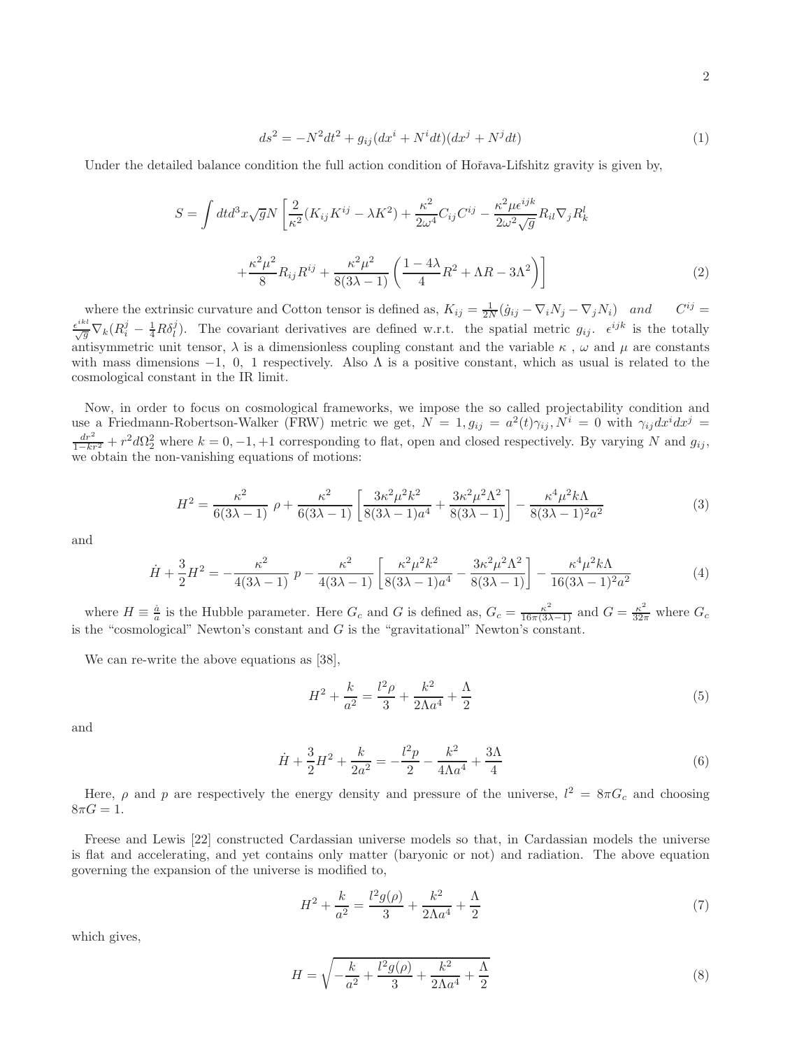$$ds^2 = -N^2dt^2 + g_{ij}(dx^i + N^i dt)(dx^j + N^j dt) \tag{1}$$

Under the detailed balance condition the full action condition of Hořava-Lifshitz gravity is given by,

$$S = \int dt d^3x \sqrt{g} N \left[ \frac{2}{\kappa^2}(K_{ij}K^{ij} - \lambda K^2) + \frac{\kappa^2}{2\omega^4} C_{ij}C^{ij} - \frac{\kappa^2 \mu \epsilon^{ijk}}{2\omega^2 \sqrt{g}} R_{il} \nabla_j R^l_k \right.$$

$$\left. + \frac{\kappa^2 \mu^2}{8} R_{ij}R^{ij} + \frac{\kappa^2 \mu^2}{8(3\lambda - 1)} \left( \frac{1 - 4\lambda}{4} R^2 + \Lambda R - 3\Lambda^2 \right) \right] \tag{2}$$

where the extrinsic curvature and Cotton tensor is defined as, $K_{ij} = \frac{1}{2N}(\dot{g}_{ij} - \nabla_i N_j - \nabla_j N_i)$ *and* $C^{ij} = \frac{\epsilon^{ikl}}{\sqrt{g}} \nabla_k (R^j_i - \frac{1}{4} R \delta^j_l)$. The covariant derivatives are defined w.r.t. the spatial metric $g_{ij}$. $\epsilon^{ijk}$ is the totally antisymmetric unit tensor, $\lambda$ is a dimensionless coupling constant and the variable $\kappa$ , $\omega$ and $\mu$ are constants with mass dimensions $-1$, $0$, $1$ respectively. Also $\Lambda$ is a positive constant, which as usual is related to the cosmological constant in the IR limit.

Now, in order to focus on cosmological frameworks, we impose the so called projectability condition and use a Friedmann-Robertson-Walker (FRW) metric we get, $N = 1, g_{ij} = a^2(t)\gamma_{ij}, N^i = 0$ with $\gamma_{ij}dx^i dx^j = \frac{dr^2}{1-kr^2} + r^2 d\Omega_2^2$ where $k = 0, -1, +1$ corresponding to flat, open and closed respectively. By varying $N$ and $g_{ij}$, we obtain the non-vanishing equations of motions:

$$H^2 = \frac{\kappa^2}{6(3\lambda - 1)}\ \rho + \frac{\kappa^2}{6(3\lambda - 1)} \left[ \frac{3\kappa^2 \mu^2 k^2}{8(3\lambda - 1)a^4} + \frac{3\kappa^2 \mu^2 \Lambda^2}{8(3\lambda - 1)} \right] - \frac{\kappa^4 \mu^2 k \Lambda}{8(3\lambda - 1)^2 a^2} \tag{3}$$

and

$$\dot{H} + \frac{3}{2}H^2 = -\frac{\kappa^2}{4(3\lambda - 1)}\ p - \frac{\kappa^2}{4(3\lambda - 1)} \left[ \frac{\kappa^2 \mu^2 k^2}{8(3\lambda - 1)a^4} - \frac{3\kappa^2 \mu^2 \Lambda^2}{8(3\lambda - 1)} \right] - \frac{\kappa^4 \mu^2 k \Lambda}{16(3\lambda - 1)^2 a^2} \tag{4}$$

where $H \equiv \frac{\dot{a}}{a}$ is the Hubble parameter. Here $G_c$ and $G$ is defined as, $G_c = \frac{\kappa^2}{16\pi(3\lambda - 1)}$ and $G = \frac{\kappa^2}{32\pi}$ where $G_c$ is the "cosmological" Newton's constant and $G$ is the "gravitational" Newton's constant.

We can re-write the above equations as [38],

$$H^2 + \frac{k}{a^2} = \frac{l^2 \rho}{3} + \frac{k^2}{2\Lambda a^4} + \frac{\Lambda}{2} \tag{5}$$

and

$$\dot{H} + \frac{3}{2}H^2 + \frac{k}{2a^2} = -\frac{l^2 p}{2} - \frac{k^2}{4\Lambda a^4} + \frac{3\Lambda}{4} \tag{6}$$

Here, $\rho$ and $p$ are respectively the energy density and pressure of the universe, $l^2 = 8\pi G_c$ and choosing $8\pi G = 1$.

Freese and Lewis [22] constructed Cardassian universe models so that, in Cardassian models the universe is flat and accelerating, and yet contains only matter (baryonic or not) and radiation. The above equation governing the expansion of the universe is modified to,

$$H^2 + \frac{k}{a^2} = \frac{l^2 g(\rho)}{3} + \frac{k^2}{2\Lambda a^4} + \frac{\Lambda}{2} \tag{7}$$

which gives,

$$H = \sqrt{-\frac{k}{a^2} + \frac{l^2 g(\rho)}{3} + \frac{k^2}{2\Lambda a^4} + \frac{\Lambda}{2}} \tag{8}$$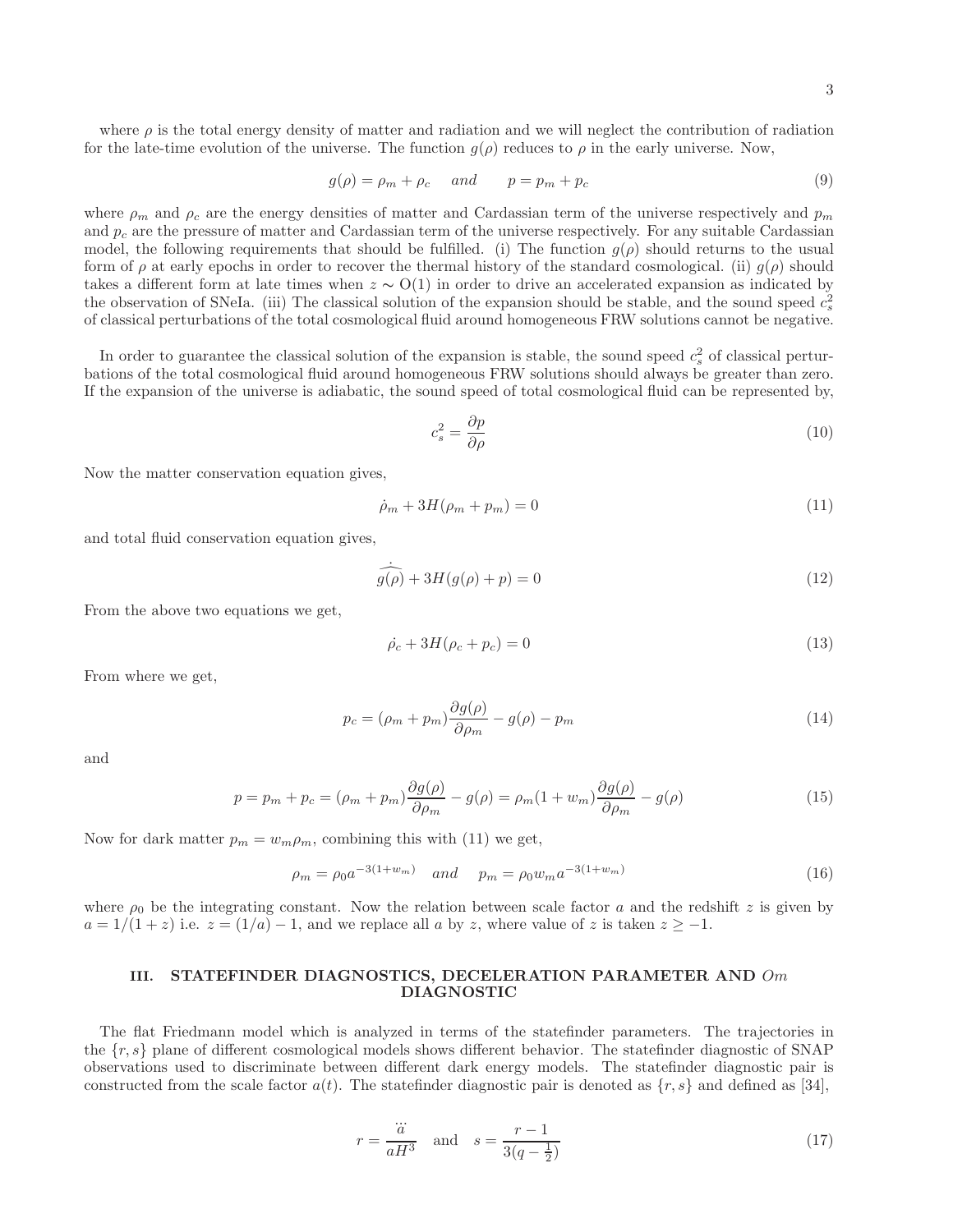where $\rho$ is the total energy density of matter and radiation and we will neglect the contribution of radiation for the late-time evolution of the universe. The function $g(\rho)$ reduces to $\rho$ in the early universe. Now,

$$g(\rho) = \rho_m + \rho_c \quad and \qquad p = p_m + p_c \tag{9}$$

where $\rho_m$ and $\rho_c$ are the energy densities of matter and Cardassian term of the universe respectively and $p_m$ and $p_c$ are the pressure of matter and Cardassian term of the universe respectively. For any suitable Cardassian model, the following requirements that should be fulfilled. (i) The function $g(\rho)$ should returns to the usual form of $\rho$ at early epochs in order to recover the thermal history of the standard cosmological. (ii) $g(\rho)$ should takes a different form at late times when $z \sim \mathrm{O}(1)$ in order to drive an accelerated expansion as indicated by the observation of SNeIa. (iii) The classical solution of the expansion should be stable, and the sound speed $c_s^2$ of classical perturbations of the total cosmological fluid around homogeneous FRW solutions cannot be negative.

In order to guarantee the classical solution of the expansion is stable, the sound speed $c_s^2$ of classical perturbations of the total cosmological fluid around homogeneous FRW solutions should always be greater than zero. If the expansion of the universe is adiabatic, the sound speed of total cosmological fluid can be represented by,

$$c_s^2 = \frac{\partial p}{\partial \rho} \tag{10}$$

Now the matter conservation equation gives,

$$\dot{\rho}_m + 3H(\rho_m + p_m) = 0 \tag{11}$$

and total fluid conservation equation gives,

$$\dot{\widehat{g(\rho)}} + 3H(g(\rho) + p) = 0 \tag{12}$$

From the above two equations we get,

$$\dot{\rho_c} + 3H(\rho_c + p_c) = 0 \tag{13}$$

From where we get,

$$p_c = (\rho_m + p_m)\frac{\partial g(\rho)}{\partial \rho_m} - g(\rho) - p_m \tag{14}$$

and

$$p = p_m + p_c = (\rho_m + p_m)\frac{\partial g(\rho)}{\partial \rho_m} - g(\rho) = \rho_m(1 + w_m)\frac{\partial g(\rho)}{\partial \rho_m} - g(\rho) \tag{15}$$

Now for dark matter $p_m = w_m \rho_m$, combining this with (11) we get,

$$\rho_m = \rho_0 a^{-3(1+w_m)} \quad and \quad p_m = \rho_0 w_m a^{-3(1+w_m)} \tag{16}$$

where $\rho_0$ be the integrating constant. Now the relation between scale factor $a$ and the redshift $z$ is given by $a = 1/(1 + z)$ i.e. $z = (1/a) - 1$, and we replace all $a$ by $z$, where value of $z$ is taken $z \geq -1$.

## III. STATEFINDER DIAGNOSTICS, DECELERATION PARAMETER AND $Om$ DIAGNOSTIC

The flat Friedmann model which is analyzed in terms of the statefinder parameters. The trajectories in the $\{r, s\}$ plane of different cosmological models shows different behavior. The statefinder diagnostic of SNAP observations used to discriminate between different dark energy models. The statefinder diagnostic pair is constructed from the scale factor $a(t)$. The statefinder diagnostic pair is denoted as $\{r, s\}$ and defined as [34],

$$r = \frac{\dddot{a}}{aH^3} \quad \text{and} \quad s = \frac{r - 1}{3(q - \frac{1}{2})} \tag{17}$$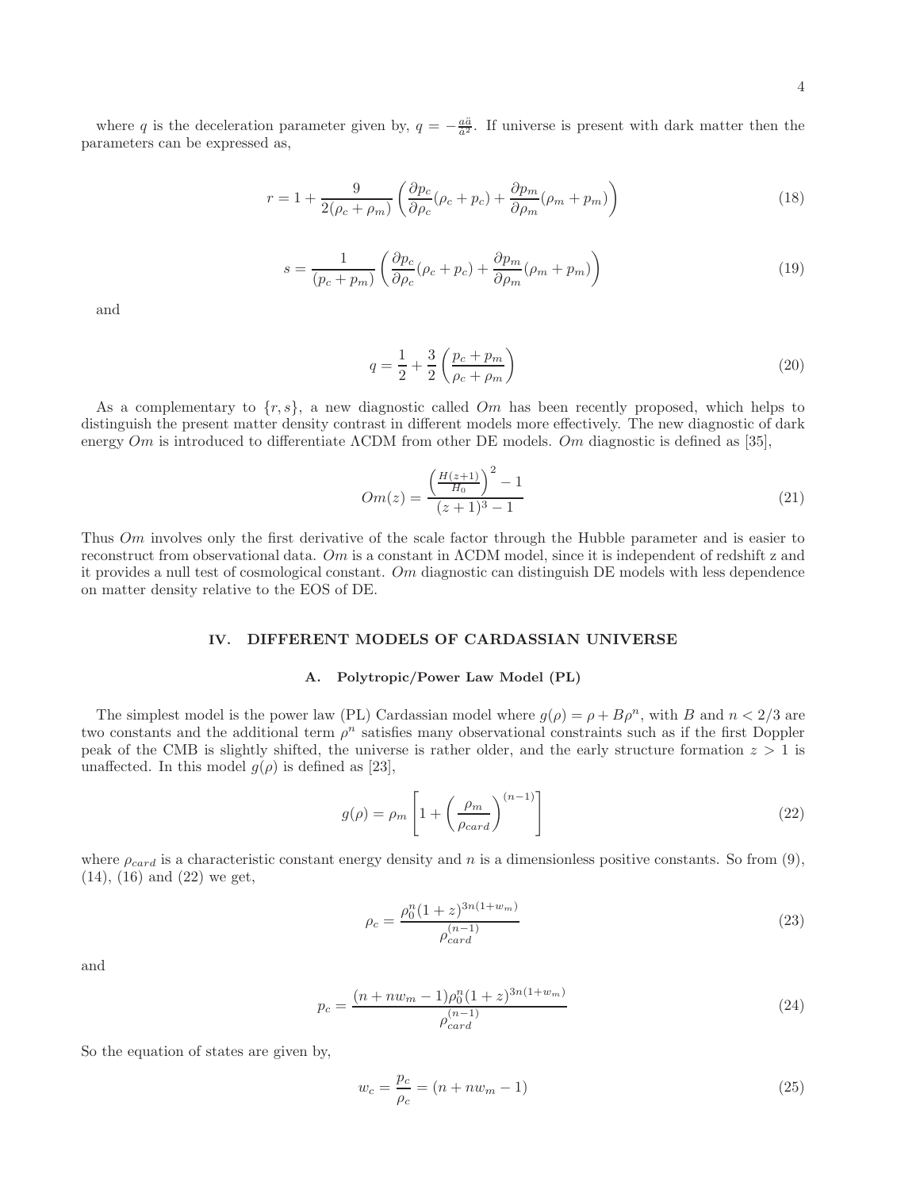where $q$ is the deceleration parameter given by, $q = -\frac{a\ddot{a}}{\dot{a}^2}$. If universe is present with dark matter then the parameters can be expressed as,

$$r = 1 + \frac{9}{2(\rho_c + \rho_m)} \left( \frac{\partial p_c}{\partial \rho_c}(\rho_c + p_c) + \frac{\partial p_m}{\partial \rho_m}(\rho_m + p_m) \right) \tag{18}$$

$$s = \frac{1}{(p_c + p_m)} \left( \frac{\partial p_c}{\partial \rho_c}(\rho_c + p_c) + \frac{\partial p_m}{\partial \rho_m}(\rho_m + p_m) \right) \tag{19}$$

and

$$q = \frac{1}{2} + \frac{3}{2} \left( \frac{p_c + p_m}{\rho_c + \rho_m} \right) \tag{20}$$

As a complementary to $\{r, s\}$, a new diagnostic called $Om$ has been recently proposed, which helps to distinguish the present matter density contrast in different models more effectively. The new diagnostic of dark energy $Om$ is introduced to differentiate $\Lambda$CDM from other DE models. $Om$ diagnostic is defined as [35],

$$Om(z) = \frac{\left( \frac{H(z+1)}{H_0} \right)^2 - 1}{(z+1)^3 - 1} \tag{21}$$

Thus $Om$ involves only the first derivative of the scale factor through the Hubble parameter and is easier to reconstruct from observational data. $Om$ is a constant in $\Lambda$CDM model, since it is independent of redshift z and it provides a null test of cosmological constant. $Om$ diagnostic can distinguish DE models with less dependence on matter density relative to the EOS of DE.

## IV. DIFFERENT MODELS OF CARDASSIAN UNIVERSE

### A. Polytropic/Power Law Model (PL)

The simplest model is the power law (PL) Cardassian model where $g(\rho) = \rho + B\rho^n$, with $B$ and $n < 2/3$ are two constants and the additional term $\rho^n$ satisfies many observational constraints such as if the first Doppler peak of the CMB is slightly shifted, the universe is rather older, and the early structure formation $z > 1$ is unaffected. In this model $g(\rho)$ is defined as [23],

$$g(\rho) = \rho_m \left[ 1 + \left( \frac{\rho_m}{\rho_{card}} \right)^{(n-1)} \right] \tag{22}$$

where $\rho_{card}$ is a characteristic constant energy density and $n$ is a dimensionless positive constants. So from (9), (14), (16) and (22) we get,

$$\rho_c = \frac{\rho_0^n (1+z)^{3n(1+w_m)}}{\rho_{card}^{(n-1)}} \tag{23}$$

and

$$p_c = \frac{(n + nw_m - 1)\rho_0^n (1+z)^{3n(1+w_m)}}{\rho_{card}^{(n-1)}} \tag{24}$$

So the equation of states are given by,

$$w_c = \frac{p_c}{\rho_c} = (n + nw_m - 1) \tag{25}$$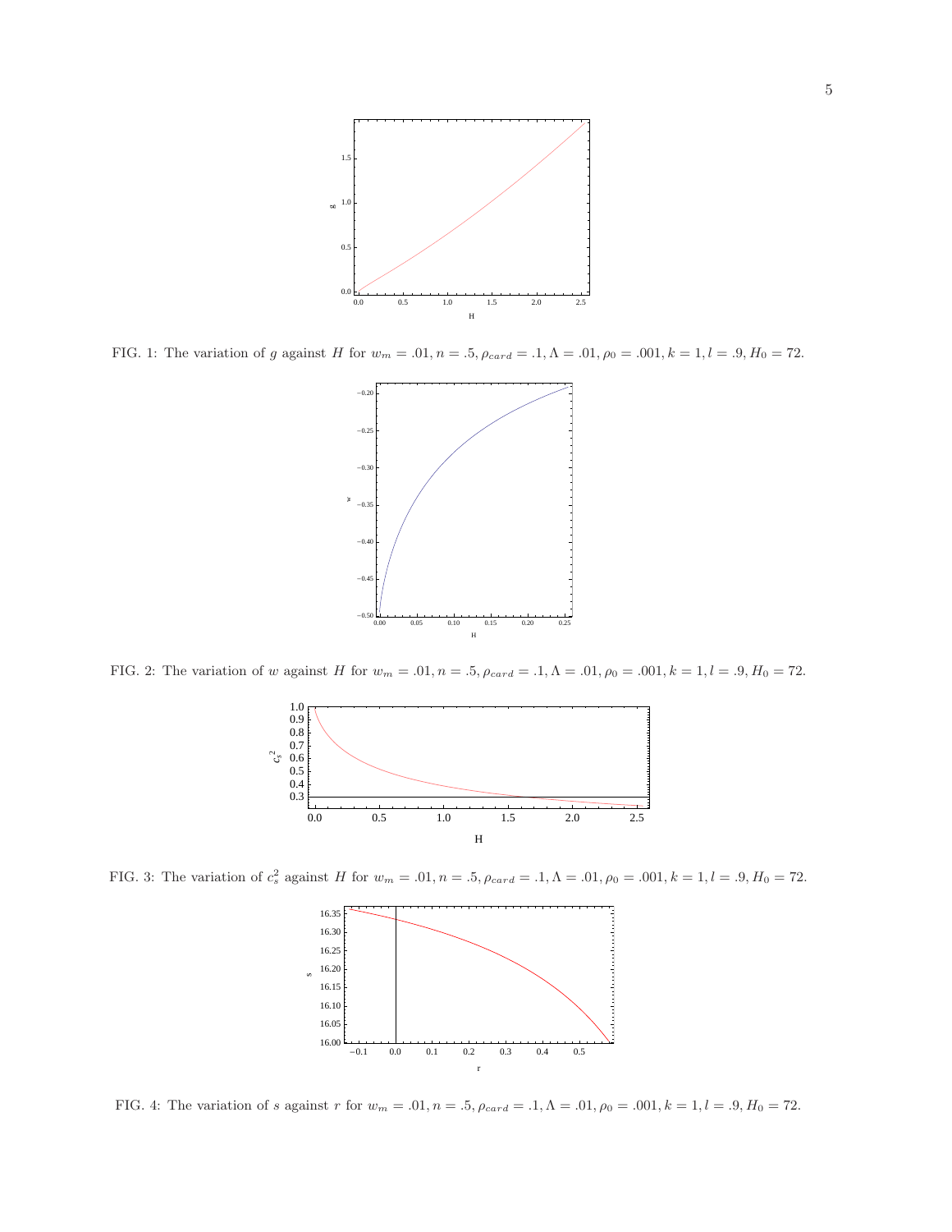FIG. 1: The variation of $g$ against $H$ for $w_m = .01, n = .5, \rho_{card} = .1, \Lambda = .01, \rho_0 = .001, k = 1, l = .9, H_0 = 72$.

FIG. 2: The variation of $w$ against $H$ for $w_m = .01, n = .5, \rho_{card} = .1, \Lambda = .01, \rho_0 = .001, k = 1, l = .9, H_0 = 72$.

FIG. 3: The variation of $c_s^2$ against $H$ for $w_m = .01, n = .5, \rho_{card} = .1, \Lambda = .01, \rho_0 = .001, k = 1, l = .9, H_0 = 72$.

FIG. 4: The variation of $s$ against $r$ for $w_m = .01, n = .5, \rho_{card} = .1, \Lambda = .01, \rho_0 = .001, k = 1, l = .9, H_0 = 72$.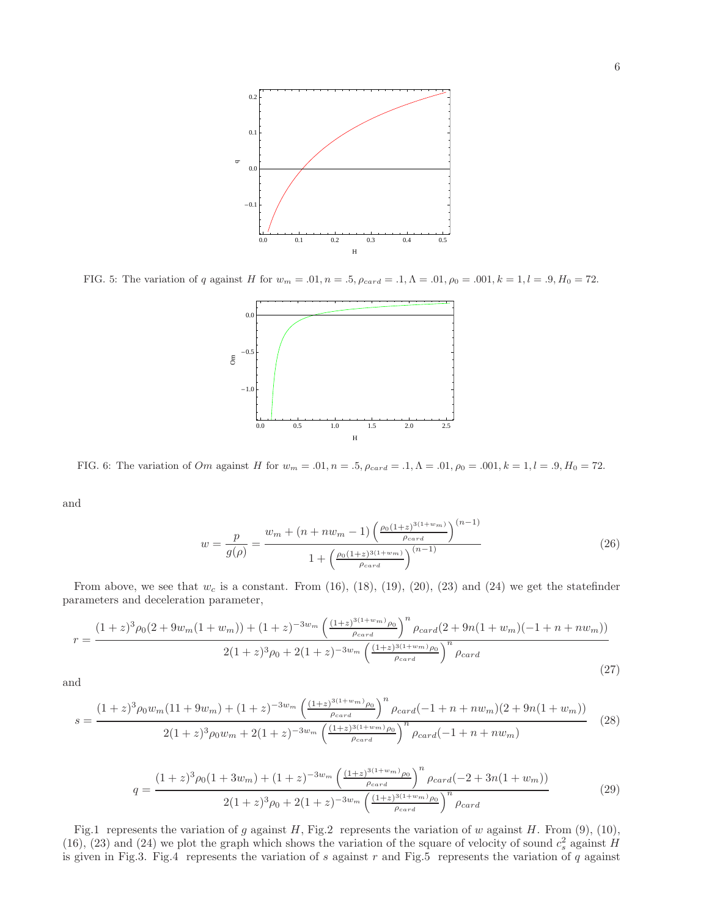FIG. 5: The variation of $q$ against $H$ for $w_m = .01, n = .5, \rho_{card} = .1, \Lambda = .01, \rho_0 = .001, k = 1, l = .9, H_0 = 72$.

FIG. 6: The variation of $Om$ against $H$ for $w_m = .01, n = .5, \rho_{card} = .1, \Lambda = .01, \rho_0 = .001, k = 1, l = .9, H_0 = 72$.

and

$$w = \frac{p}{g(\rho)} = \frac{w_m + (n + nw_m - 1)\left(\frac{\rho_0(1+z)^{3(1+w_m)}}{\rho_{card}}\right)^{(n-1)}}{1 + \left(\frac{\rho_0(1+z)^{3(1+w_m)}}{\rho_{card}}\right)^{(n-1)}} \tag{26}$$

From above, we see that $w_c$ is a constant. From (16), (18), (19), (20), (23) and (24) we get the statefinder parameters and deceleration parameter,

$$r = \frac{(1+z)^3\rho_0(2 + 9w_m(1+w_m)) + (1+z)^{-3w_m}\left(\frac{(1+z)^{3(1+w_m)}\rho_0}{\rho_{card}}\right)^n \rho_{card}(2 + 9n(1+w_m)(-1+n+nw_m))}{2(1+z)^3\rho_0 + 2(1+z)^{-3w_m}\left(\frac{(1+z)^{3(1+w_m)}\rho_0}{\rho_{card}}\right)^n \rho_{card}} \tag{27}$$

and

$$s = \frac{(1+z)^3\rho_0 w_m(11 + 9w_m) + (1+z)^{-3w_m}\left(\frac{(1+z)^{3(1+w_m)}\rho_0}{\rho_{card}}\right)^n \rho_{card}(-1+n+nw_m)(2 + 9n(1+w_m))}{2(1+z)^3\rho_0 w_m + 2(1+z)^{-3w_m}\left(\frac{(1+z)^{3(1+w_m)}\rho_0}{\rho_{card}}\right)^n \rho_{card}(-1+n+nw_m)} \tag{28}$$

$$q = \frac{(1+z)^3\rho_0(1+3w_m) + (1+z)^{-3w_m}\left(\frac{(1+z)^{3(1+w_m)}\rho_0}{\rho_{card}}\right)^n \rho_{card}(-2 + 3n(1+w_m))}{2(1+z)^3\rho_0 + 2(1+z)^{-3w_m}\left(\frac{(1+z)^{3(1+w_m)}\rho_0}{\rho_{card}}\right)^n \rho_{card}} \tag{29}$$

Fig.1 represents the variation of $g$ against $H$, Fig.2 represents the variation of $w$ against $H$. From (9), (10), (16), (23) and (24) we plot the graph which shows the variation of the square of velocity of sound $c_s^2$ against $H$ is given in Fig.3. Fig.4 represents the variation of $s$ against $r$ and Fig.5 represents the variation of $q$ against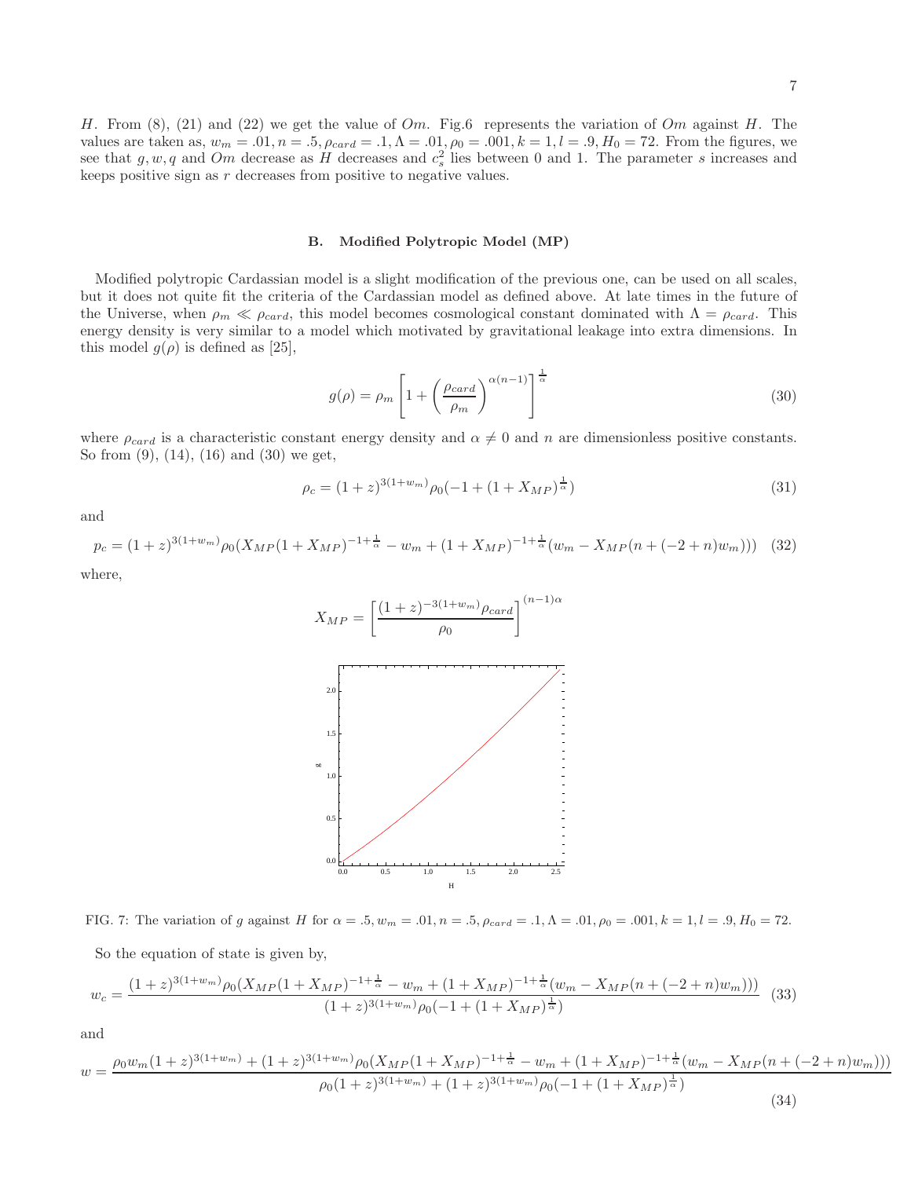$H$. From (8), (21) and (22) we get the value of $Om$. Fig.6 represents the variation of $Om$ against $H$. The values are taken as, $w_m = .01, n = .5, \rho_{card} = .1, \Lambda = .01, \rho_0 = .001, k = 1, l = .9, H_0 = 72$. From the figures, we see that $g, w, q$ and $Om$ decrease as $H$ decreases and $c_s^2$ lies between 0 and 1. The parameter $s$ increases and keeps positive sign as $r$ decreases from positive to negative values.

### B. Modified Polytropic Model (MP)

Modified polytropic Cardassian model is a slight modification of the previous one, can be used on all scales, but it does not quite fit the criteria of the Cardassian model as defined above. At late times in the future of the Universe, when $\rho_m \ll \rho_{card}$, this model becomes cosmological constant dominated with $\Lambda = \rho_{card}$. This energy density is very similar to a model which motivated by gravitational leakage into extra dimensions. In this model $g(\rho)$ is defined as [25],

$$g(\rho) = \rho_m \left[1 + \left(\frac{\rho_{card}}{\rho_m}\right)^{\alpha(n-1)}\right]^{\frac{1}{\alpha}} \tag{30}$$

where $\rho_{card}$ is a characteristic constant energy density and $\alpha \neq 0$ and $n$ are dimensionless positive constants. So from (9), (14), (16) and (30) we get,

$$\rho_c = (1+z)^{3(1+w_m)}\rho_0(-1 + (1 + X_{MP})^{\frac{1}{\alpha}}) \tag{31}$$

and

$$p_c = (1+z)^{3(1+w_m)}\rho_0(X_{MP}(1+X_{MP})^{-1+\frac{1}{\alpha}} - w_m + (1+X_{MP})^{-1+\frac{1}{\alpha}}(w_m - X_{MP}(n + (-2+n)w_m))) \tag{32}$$

where,

$$X_{MP} = \left[\frac{(1+z)^{-3(1+w_m)}\rho_{card}}{\rho_0}\right]^{(n-1)\alpha}$$

FIG. 7: The variation of $g$ against $H$ for $\alpha = .5, w_m = .01, n = .5, \rho_{card} = .1, \Lambda = .01, \rho_0 = .001, k = 1, l = .9, H_0 = 72$.

So the equation of state is given by,

$$w_c = \frac{(1+z)^{3(1+w_m)}\rho_0(X_{MP}(1+X_{MP})^{-1+\frac{1}{\alpha}} - w_m + (1+X_{MP})^{-1+\frac{1}{\alpha}}(w_m - X_{MP}(n+(-2+n)w_m)))}{(1+z)^{3(1+w_m)}\rho_0(-1+(1+X_{MP})^{\frac{1}{\alpha}})} \tag{33}$$

and

$$w = \frac{\rho_0 w_m(1+z)^{3(1+w_m)} + (1+z)^{3(1+w_m)}\rho_0(X_{MP}(1+X_{MP})^{-1+\frac{1}{\alpha}} - w_m + (1+X_{MP})^{-1+\frac{1}{\alpha}}(w_m - X_{MP}(n+(-2+n)w_m)))}{\rho_0(1+z)^{3(1+w_m)} + (1+z)^{3(1+w_m)}\rho_0(-1+(1+X_{MP})^{\frac{1}{\alpha}})} \tag{34}$$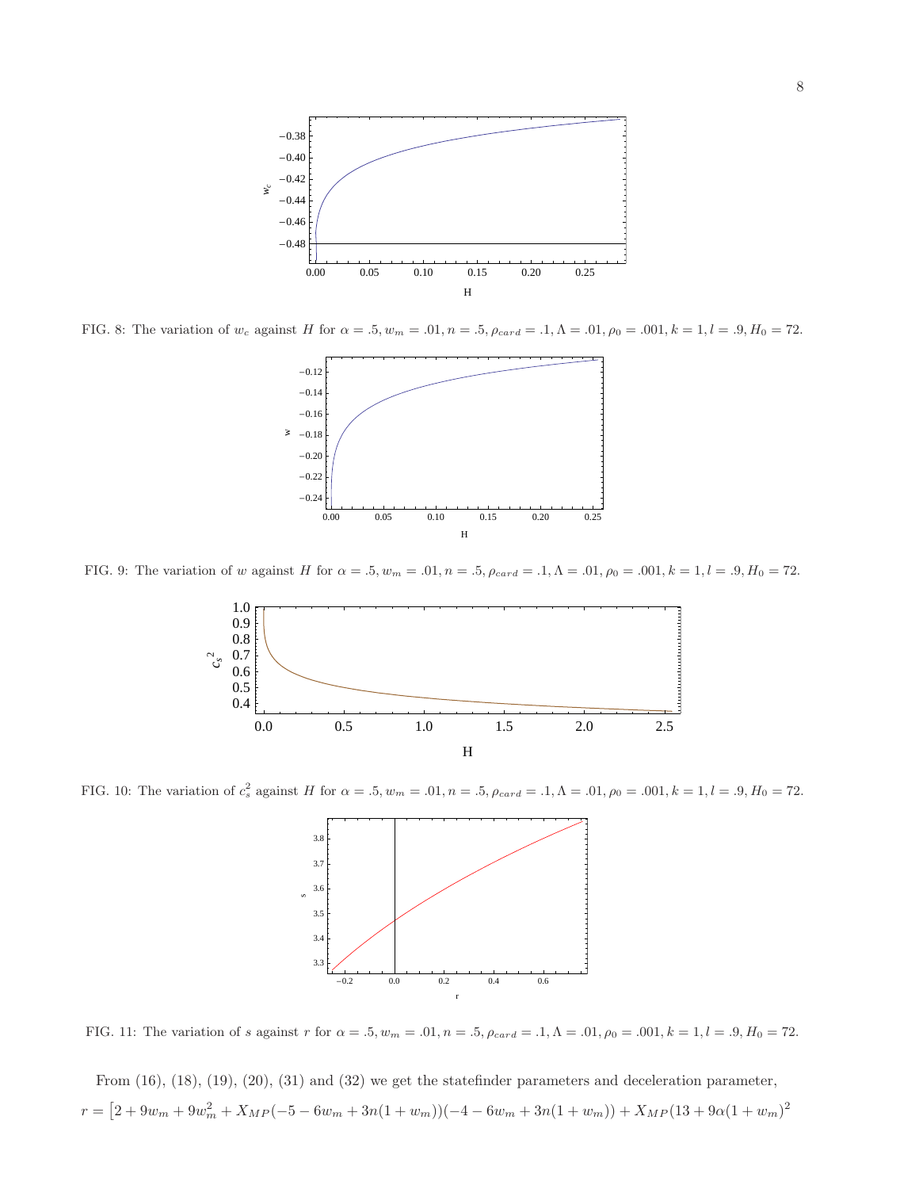FIG. 8: The variation of $w_c$ against $H$ for $\alpha = .5, w_m = .01, n = .5, \rho_{card} = .1, \Lambda = .01, \rho_0 = .001, k = 1, l = .9, H_0 = 72$.

FIG. 9: The variation of $w$ against $H$ for $\alpha = .5, w_m = .01, n = .5, \rho_{card} = .1, \Lambda = .01, \rho_0 = .001, k = 1, l = .9, H_0 = 72$.

FIG. 10: The variation of $c_s^2$ against $H$ for $\alpha = .5, w_m = .01, n = .5, \rho_{card} = .1, \Lambda = .01, \rho_0 = .001, k = 1, l = .9, H_0 = 72$.

FIG. 11: The variation of $s$ against $r$ for $\alpha = .5, w_m = .01, n = .5, \rho_{card} = .1, \Lambda = .01, \rho_0 = .001, k = 1, l = .9, H_0 = 72$.

From (16), (18), (19), (20), (31) and (32) we get the statefinder parameters and deceleration parameter,

$$r = \big[2 + 9w_m + 9w_m^2 + X_{MP}(-5 - 6w_m + 3n(1 + w_m))(-4 - 6w_m + 3n(1 + w_m)) + X_{MP}(13 + 9\alpha(1 + w_m)^2$$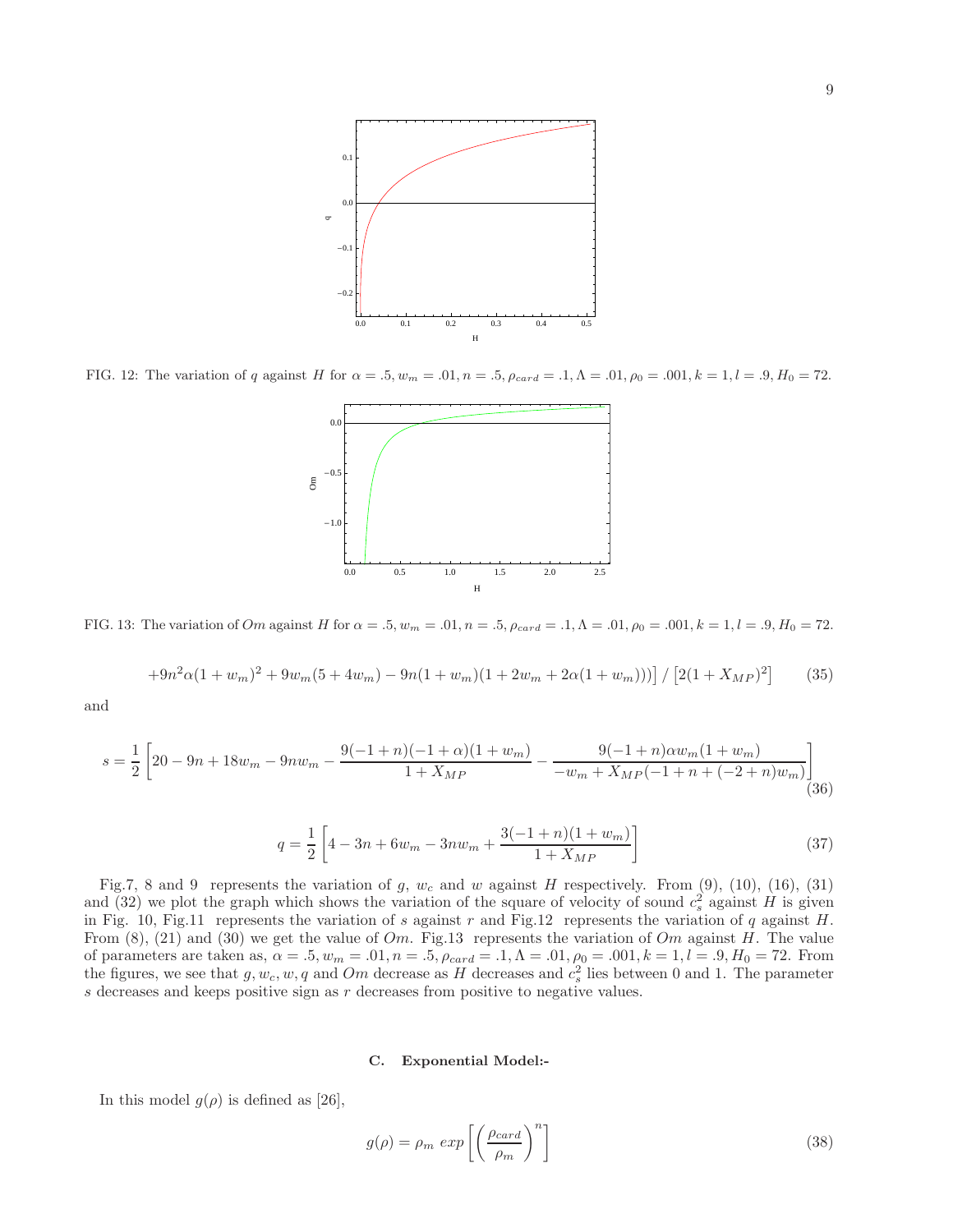FIG. 12: The variation of $q$ against $H$ for $\alpha = .5, w_m = .01, n = .5, \rho_{card} = .1, \Lambda = .01, \rho_0 = .001, k = 1, l = .9, H_0 = 72$.

FIG. 13: The variation of $Om$ against $H$ for $\alpha = .5, w_m = .01, n = .5, \rho_{card} = .1, \Lambda = .01, \rho_0 = .001, k = 1, l = .9, H_0 = 72$.

$$+9n^2\alpha(1+w_m)^2 + 9w_m(5+4w_m) - 9n(1+w_m)(1+2w_m+2\alpha(1+w_m)))\big] \,/\, \left[2(1+X_{MP})^2\right] \tag{35}$$

and

$$s = \frac{1}{2}\left[20 - 9n + 18w_m - 9nw_m - \frac{9(-1+n)(-1+\alpha)(1+w_m)}{1+X_{MP}} - \frac{9(-1+n)\alpha w_m(1+w_m)}{-w_m + X_{MP}(-1+n+(-2+n)w_m)}\right] \tag{36}$$

$$q = \frac{1}{2}\left[4 - 3n + 6w_m - 3nw_m + \frac{3(-1+n)(1+w_m)}{1+X_{MP}}\right] \tag{37}$$

Fig.7, 8 and 9 represents the variation of $g$, $w_c$ and $w$ against $H$ respectively. From (9), (10), (16), (31) and (32) we plot the graph which shows the variation of the square of velocity of sound $c_s^2$ against $H$ is given in Fig. 10, Fig.11 represents the variation of $s$ against $r$ and Fig.12 represents the variation of $q$ against $H$. From (8), (21) and (30) we get the value of $Om$. Fig.13 represents the variation of $Om$ against $H$. The value of parameters are taken as, $\alpha = .5, w_m = .01, n = .5, \rho_{card} = .1, \Lambda = .01, \rho_0 = .001, k = 1, l = .9, H_0 = 72$. From the figures, we see that $g, w_c, w, q$ and $Om$ decrease as $H$ decreases and $c_s^2$ lies between 0 and 1. The parameter $s$ decreases and keeps positive sign as $r$ decreases from positive to negative values.

### C. Exponential Model:-

In this model $g(\rho)$ is defined as [26],

$$g(\rho) = \rho_m \; exp\left[\left(\frac{\rho_{card}}{\rho_m}\right)^n\right] \tag{38}$$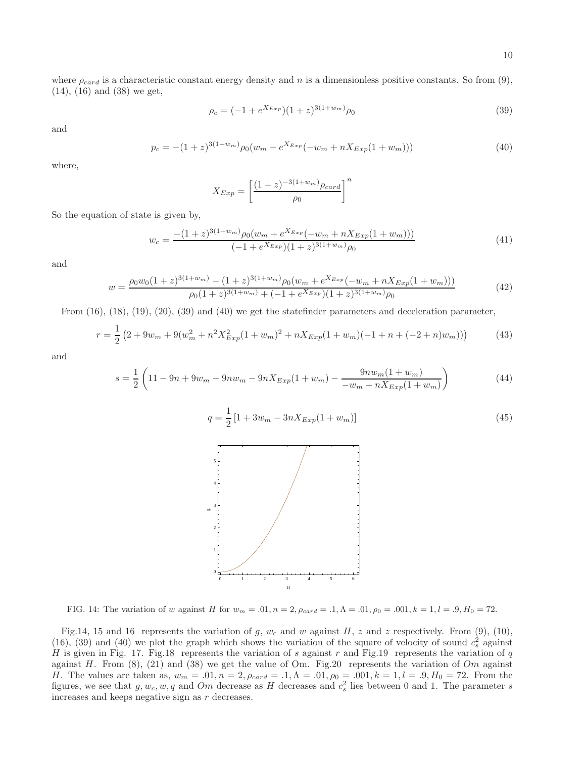where $\rho_{card}$ is a characteristic constant energy density and $n$ is a dimensionless positive constants. So from (9), (14), (16) and (38) we get,

$$\rho_c = (-1 + e^{X_{Exp}})(1+z)^{3(1+w_m)}\rho_0 \tag{39}$$

and

$$p_c = -(1+z)^{3(1+w_m)}\rho_0(w_m + e^{X_{Exp}}(-w_m + nX_{Exp}(1+w_m))) \tag{40}$$

where,

$$X_{Exp} = \left[\frac{(1+z)^{-3(1+w_m)}\rho_{card}}{\rho_0}\right]^n$$

So the equation of state is given by,

$$w_c = \frac{-(1+z)^{3(1+w_m)}\rho_0(w_m + e^{X_{Exp}}(-w_m + nX_{Exp}(1+w_m)))}{(-1+e^{X_{Exp}})(1+z)^{3(1+w_m)}\rho_0} \tag{41}$$

and

$$w = \frac{\rho_0 w_0(1+z)^{3(1+w_m)} - (1+z)^{3(1+w_m)}\rho_0(w_m + e^{X_{Exp}}(-w_m + nX_{Exp}(1+w_m)))}{\rho_0(1+z)^{3(1+w_m)} + (-1+e^{X_{Exp}})(1+z)^{3(1+w_m)}\rho_0} \tag{42}$$

From (16), (18), (19), (20), (39) and (40) we get the statefinder parameters and deceleration parameter,

$$r = \frac{1}{2}\left(2 + 9w_m + 9(w_m^2 + n^2X_{Exp}^2(1+w_m)^2 + nX_{Exp}(1+w_m)(-1+n+(-2+n)w_m))\right) \tag{43}$$

and

$$s = \frac{1}{2}\left(11 - 9n + 9w_m - 9nw_m - 9nX_{Exp}(1+w_m) - \frac{9nw_m(1+w_m)}{-w_m + nX_{Exp}(1+w_m)}\right) \tag{44}$$

$$q = \frac{1}{2}\left[1 + 3w_m - 3nX_{Exp}(1+w_m)\right] \tag{45}$$

FIG. 14: The variation of $w$ against $H$ for $w_m = .01, n = 2, \rho_{card} = .1, \Lambda = .01, \rho_0 = .001, k = 1, l = .9, H_0 = 72$.

Fig.14, 15 and 16 represents the variation of $g$, $w_c$ and $w$ against $H$, $z$ and $z$ respectively. From (9), (10), (16), (39) and (40) we plot the graph which shows the variation of the square of velocity of sound $c_s^2$ against $H$ is given in Fig. 17. Fig.18 represents the variation of $s$ against $r$ and Fig.19 represents the variation of $q$ against $H$. From (8), (21) and (38) we get the value of Om. Fig.20 represents the variation of $Om$ against $H$. The values are taken as, $w_m = .01, n = 2, \rho_{card} = .1, \Lambda = .01, \rho_0 = .001, k = 1, l = .9, H_0 = 72$. From the figures, we see that $g, w_c, w, q$ and $Om$ decrease as $H$ decreases and $c_s^2$ lies between 0 and 1. The parameter $s$ increases and keeps negative sign as $r$ decreases.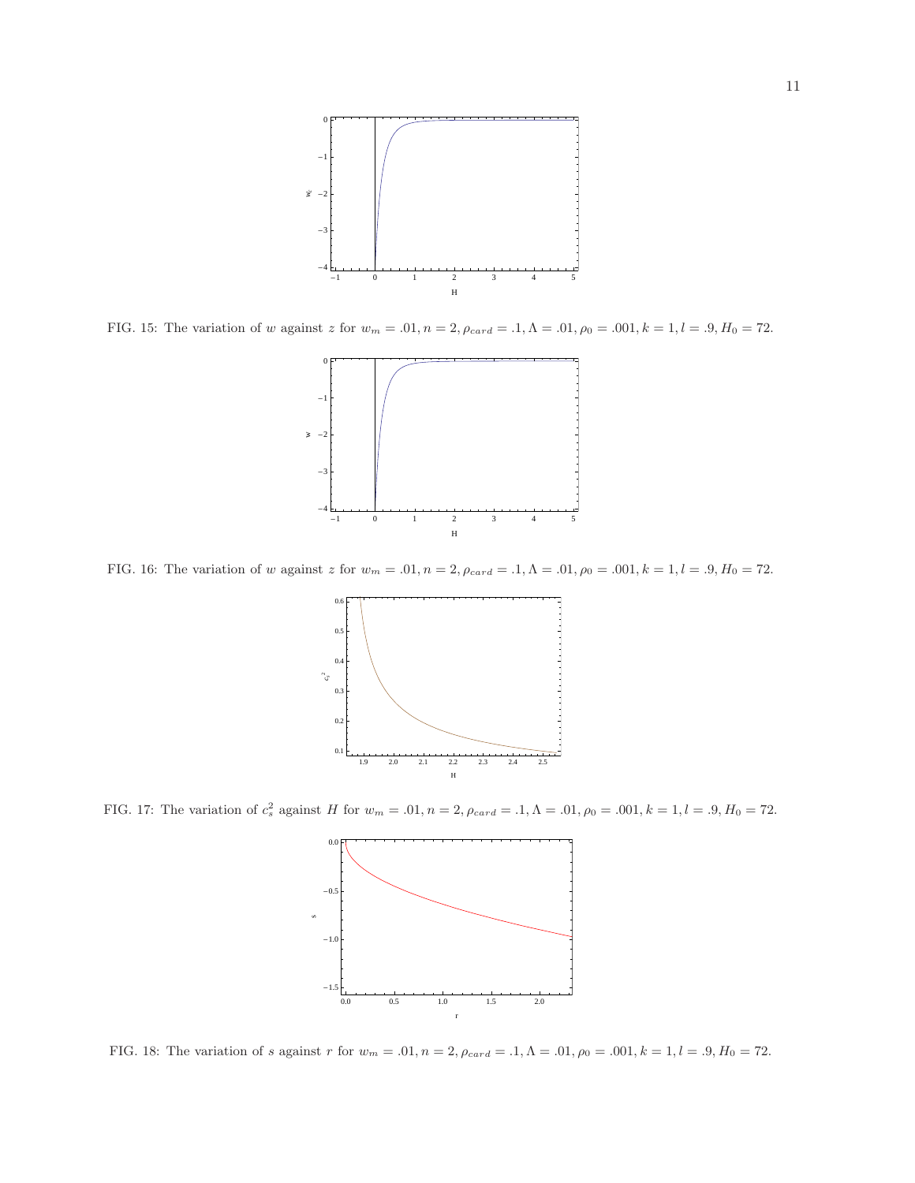FIG. 15: The variation of $w$ against $z$ for $w_m = .01, n = 2, \rho_{card} = .1, \Lambda = .01, \rho_0 = .001, k = 1, l = .9, H_0 = 72$.

FIG. 16: The variation of $w$ against $z$ for $w_m = .01, n = 2, \rho_{card} = .1, \Lambda = .01, \rho_0 = .001, k = 1, l = .9, H_0 = 72$.

FIG. 17: The variation of $c_s^2$ against $H$ for $w_m = .01, n = 2, \rho_{card} = .1, \Lambda = .01, \rho_0 = .001, k = 1, l = .9, H_0 = 72$.

FIG. 18: The variation of $s$ against $r$ for $w_m = .01, n = 2, \rho_{card} = .1, \Lambda = .01, \rho_0 = .001, k = 1, l = .9, H_0 = 72$.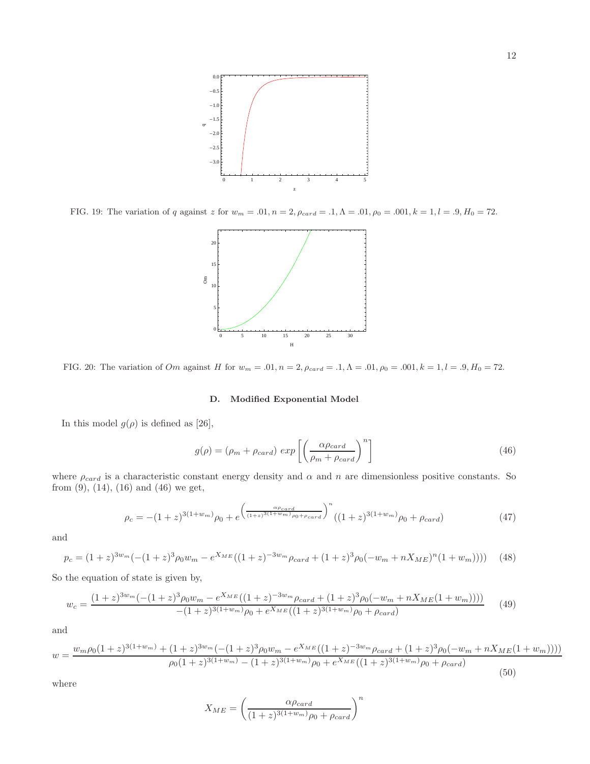FIG. 19: The variation of $q$ against $z$ for $w_m = .01, n = 2, \rho_{card} = .1, \Lambda = .01, \rho_0 = .001, k = 1, l = .9, H_0 = 72$.

FIG. 20: The variation of $Om$ against $H$ for $w_m = .01, n = 2, \rho_{card} = .1, \Lambda = .01, \rho_0 = .001, k = 1, l = .9, H_0 = 72$.

### D. Modified Exponential Model

In this model $g(\rho)$ is defined as [26],

$$g(\rho) = (\rho_m + \rho_{card})\ exp\left[\left(\frac{\alpha\rho_{card}}{\rho_m + \rho_{card}}\right)^n\right] \tag{46}$$

where $\rho_{card}$ is a characteristic constant energy density and $\alpha$ and $n$ are dimensionless positive constants. So from (9), (14), (16) and (46) we get,

$$\rho_c = -(1+z)^{3(1+w_m)}\rho_0 + e^{\left(\frac{\alpha\rho_{card}}{(1+z)^{3(1+w_m)}\rho_0+\rho_{card}}\right)^n}((1+z)^{3(1+w_m)}\rho_0 + \rho_{card}) \tag{47}$$

and

$$p_c = (1+z)^{3w_m}(-(1+z)^3\rho_0 w_m - e^{X_{ME}}((1+z)^{-3w_m}\rho_{card} + (1+z)^3\rho_0(-w_m + nX_{ME})^n(1+w_m)))) \tag{48}$$

So the equation of state is given by,

$$w_c = \frac{(1+z)^{3w_m}(-(1+z)^3\rho_0 w_m - e^{X_{ME}}((1+z)^{-3w_m}\rho_{card} + (1+z)^3\rho_0(-w_m + nX_{ME}(1+w_m))))}{-(1+z)^{3(1+w_m)}\rho_0 + e^{X_{ME}}((1+z)^{3(1+w_m)}\rho_0 + \rho_{card})} \tag{49}$$

and

$$w = \frac{w_m\rho_0(1+z)^{3(1+w_m)} + (1+z)^{3w_m}(-(1+z)^3\rho_0 w_m - e^{X_{ME}}((1+z)^{-3w_m}\rho_{card} + (1+z)^3\rho_0(-w_m + nX_{ME}(1+w_m))))}{\rho_0(1+z)^{3(1+w_m)} - (1+z)^{3(1+w_m)}\rho_0 + e^{X_{ME}}((1+z)^{3(1+w_m)}\rho_0 + \rho_{card})} \tag{50}$$

where

$$X_{ME} = \left(\frac{\alpha\rho_{card}}{(1+z)^{3(1+w_m)}\rho_0 + \rho_{card}}\right)^n$$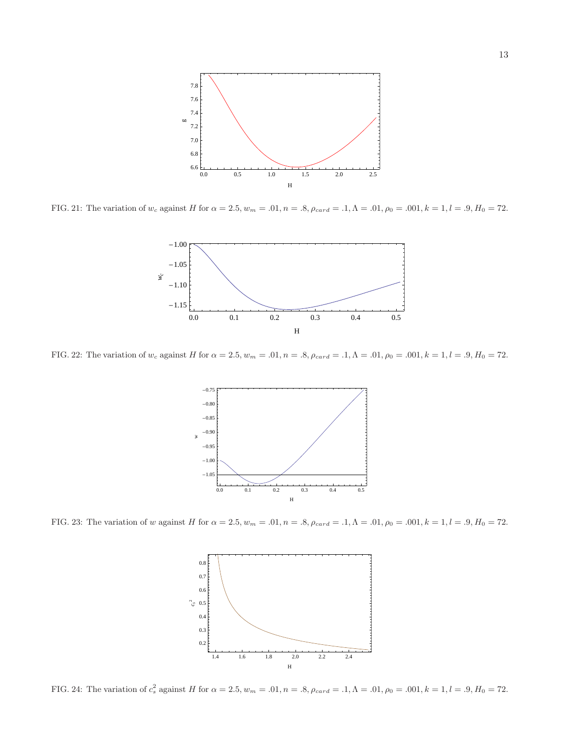FIG. 21: The variation of $w_c$ against $H$ for $\alpha = 2.5, w_m = .01, n = .8, \rho_{card} = .1, \Lambda = .01, \rho_0 = .001, k = 1, l = .9, H_0 = 72$.

FIG. 22: The variation of $w_c$ against $H$ for $\alpha = 2.5, w_m = .01, n = .8, \rho_{card} = .1, \Lambda = .01, \rho_0 = .001, k = 1, l = .9, H_0 = 72$.

FIG. 23: The variation of $w$ against $H$ for $\alpha = 2.5, w_m = .01, n = .8, \rho_{card} = .1, \Lambda = .01, \rho_0 = .001, k = 1, l = .9, H_0 = 72$.

FIG. 24: The variation of $c_s^2$ against $H$ for $\alpha = 2.5, w_m = .01, n = .8, \rho_{card} = .1, \Lambda = .01, \rho_0 = .001, k = 1, l = .9, H_0 = 72$.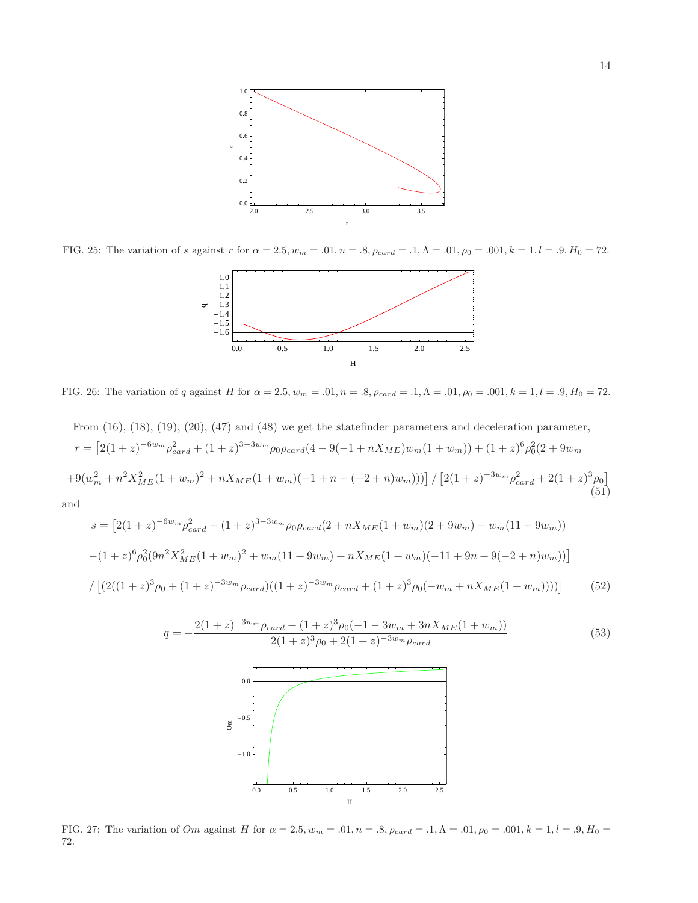FIG. 25: The variation of $s$ against $r$ for $\alpha = 2.5, w_m = .01, n = .8, \rho_{card} = .1, \Lambda = .01, \rho_0 = .001, k = 1, l = .9, H_0 = 72$.

FIG. 26: The variation of $q$ against $H$ for $\alpha = 2.5, w_m = .01, n = .8, \rho_{card} = .1, \Lambda = .01, \rho_0 = .001, k = 1, l = .9, H_0 = 72$.

From (16), (18), (19), (20), (47) and (48) we get the statefinder parameters and deceleration parameter,

$$r = \left[2(1+z)^{-6w_m}\rho_{card}^2 + (1+z)^{3-3w_m}\rho_0\rho_{card}(4 - 9(-1 + nX_{ME})w_m(1+w_m)) + (1+z)^6\rho_0^2(2 + 9w_m + 9(w_m^2 + n^2X_{ME}^2(1+w_m)^2 + nX_{ME}(1+w_m)(-1+n+(-2+n)w_m)))\right] / \left[2(1+z)^{-3w_m}\rho_{card}^2 + 2(1+z)^3\rho_0\right] \tag{51}$$

and

$$s = \left[2(1+z)^{-6w_m}\rho_{card}^2 + (1+z)^{3-3w_m}\rho_0\rho_{card}(2 + nX_{ME}(1+w_m)(2+9w_m) - w_m(11+9w_m)) - (1+z)^6\rho_0^2(9n^2X_{ME}^2(1+w_m)^2 + w_m(11+9w_m) + nX_{ME}(1+w_m)(-11+9n+9(-2+n)w_m))\right] / \left[(2((1+z)^3\rho_0 + (1+z)^{-3w_m}\rho_{card})((1+z)^{-3w_m}\rho_{card} + (1+z)^3\rho_0(-w_m + nX_{ME}(1+w_m))))\right] \tag{52}$$

$$q = -\frac{2(1+z)^{-3w_m}\rho_{card} + (1+z)^3\rho_0(-1 - 3w_m + 3nX_{ME}(1+w_m))}{2(1+z)^3\rho_0 + 2(1+z)^{-3w_m}\rho_{card}} \tag{53}$$

FIG. 27: The variation of $Om$ against $H$ for $\alpha = 2.5, w_m = .01, n = .8, \rho_{card} = .1, \Lambda = .01, \rho_0 = .001, k = 1, l = .9, H_0 = 72$.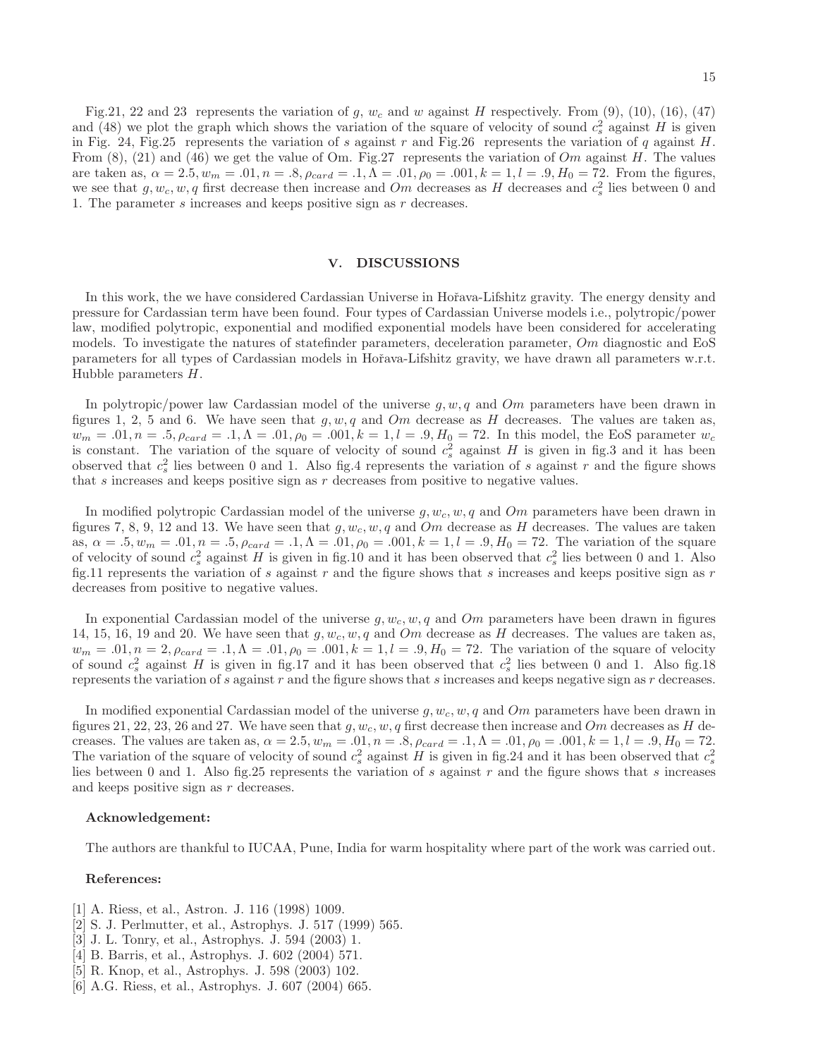Fig.21, 22 and 23 represents the variation of $g$, $w_c$ and $w$ against $H$ respectively. From (9), (10), (16), (47) and (48) we plot the graph which shows the variation of the square of velocity of sound $c_s^2$ against $H$ is given in Fig. 24, Fig.25 represents the variation of $s$ against $r$ and Fig.26 represents the variation of $q$ against $H$. From (8), (21) and (46) we get the value of Om. Fig.27 represents the variation of $Om$ against $H$. The values are taken as, $\alpha = 2.5, w_m = .01, n = .8, \rho_{card} = .1, \Lambda = .01, \rho_0 = .001, k = 1, l = .9, H_0 = 72$. From the figures, we see that $g, w_c, w, q$ first decrease then increase and $Om$ decreases as $H$ decreases and $c_s^2$ lies between 0 and 1. The parameter $s$ increases and keeps positive sign as $r$ decreases.

## V. DISCUSSIONS

In this work, the we have considered Cardassian Universe in Hořava-Lifshitz gravity. The energy density and pressure for Cardassian term have been found. Four types of Cardassian Universe models i.e., polytropic/power law, modified polytropic, exponential and modified exponential models have been considered for accelerating models. To investigate the natures of statefinder parameters, deceleration parameter, $Om$ diagnostic and EoS parameters for all types of Cardassian models in Hořava-Lifshitz gravity, we have drawn all parameters w.r.t. Hubble parameters $H$.

In polytropic/power law Cardassian model of the universe $g, w, q$ and $Om$ parameters have been drawn in figures 1, 2, 5 and 6. We have seen that $g, w, q$ and $Om$ decrease as $H$ decreases. The values are taken as, $w_m = .01, n = .5, \rho_{card} = .1, \Lambda = .01, \rho_0 = .001, k = 1, l = .9, H_0 = 72$. In this model, the EoS parameter $w_c$ is constant. The variation of the square of velocity of sound $c_s^2$ against $H$ is given in fig.3 and it has been observed that $c_s^2$ lies between 0 and 1. Also fig.4 represents the variation of $s$ against $r$ and the figure shows that $s$ increases and keeps positive sign as $r$ decreases from positive to negative values.

In modified polytropic Cardassian model of the universe $g, w_c, w, q$ and $Om$ parameters have been drawn in figures 7, 8, 9, 12 and 13. We have seen that $g, w_c, w, q$ and $Om$ decrease as $H$ decreases. The values are taken as, $\alpha = .5, w_m = .01, n = .5, \rho_{card} = .1, \Lambda = .01, \rho_0 = .001, k = 1, l = .9, H_0 = 72$. The variation of the square of velocity of sound $c_s^2$ against $H$ is given in fig.10 and it has been observed that $c_s^2$ lies between 0 and 1. Also fig.11 represents the variation of $s$ against $r$ and the figure shows that $s$ increases and keeps positive sign as $r$ decreases from positive to negative values.

In exponential Cardassian model of the universe $g, w_c, w, q$ and $Om$ parameters have been drawn in figures 14, 15, 16, 19 and 20. We have seen that $g, w_c, w, q$ and $Om$ decrease as $H$ decreases. The values are taken as, $w_m = .01, n = 2, \rho_{card} = .1, \Lambda = .01, \rho_0 = .001, k = 1, l = .9, H_0 = 72$. The variation of the square of velocity of sound $c_s^2$ against $H$ is given in fig.17 and it has been observed that $c_s^2$ lies between 0 and 1. Also fig.18 represents the variation of $s$ against $r$ and the figure shows that $s$ increases and keeps negative sign as $r$ decreases.

In modified exponential Cardassian model of the universe $g, w_c, w, q$ and $Om$ parameters have been drawn in figures 21, 22, 23, 26 and 27. We have seen that $g, w_c, w, q$ first decrease then increase and $Om$ decreases as $H$ decreases. The values are taken as, $\alpha = 2.5, w_m = .01, n = .8, \rho_{card} = .1, \Lambda = .01, \rho_0 = .001, k = 1, l = .9, H_0 = 72$. The variation of the square of velocity of sound $c_s^2$ against $H$ is given in fig.24 and it has been observed that $c_s^2$ lies between 0 and 1. Also fig.25 represents the variation of $s$ against $r$ and the figure shows that $s$ increases and keeps positive sign as $r$ decreases.

**Acknowledgement:**

The authors are thankful to IUCAA, Pune, India for warm hospitality where part of the work was carried out.

**References:**

[1] A. Riess, et al., Astron. J. 116 (1998) 1009.
[2] S. J. Perlmutter, et al., Astrophys. J. 517 (1999) 565.
[3] J. L. Tonry, et al., Astrophys. J. 594 (2003) 1.
[4] B. Barris, et al., Astrophys. J. 602 (2004) 571.
[5] R. Knop, et al., Astrophys. J. 598 (2003) 102.
[6] A.G. Riess, et al., Astrophys. J. 607 (2004) 665.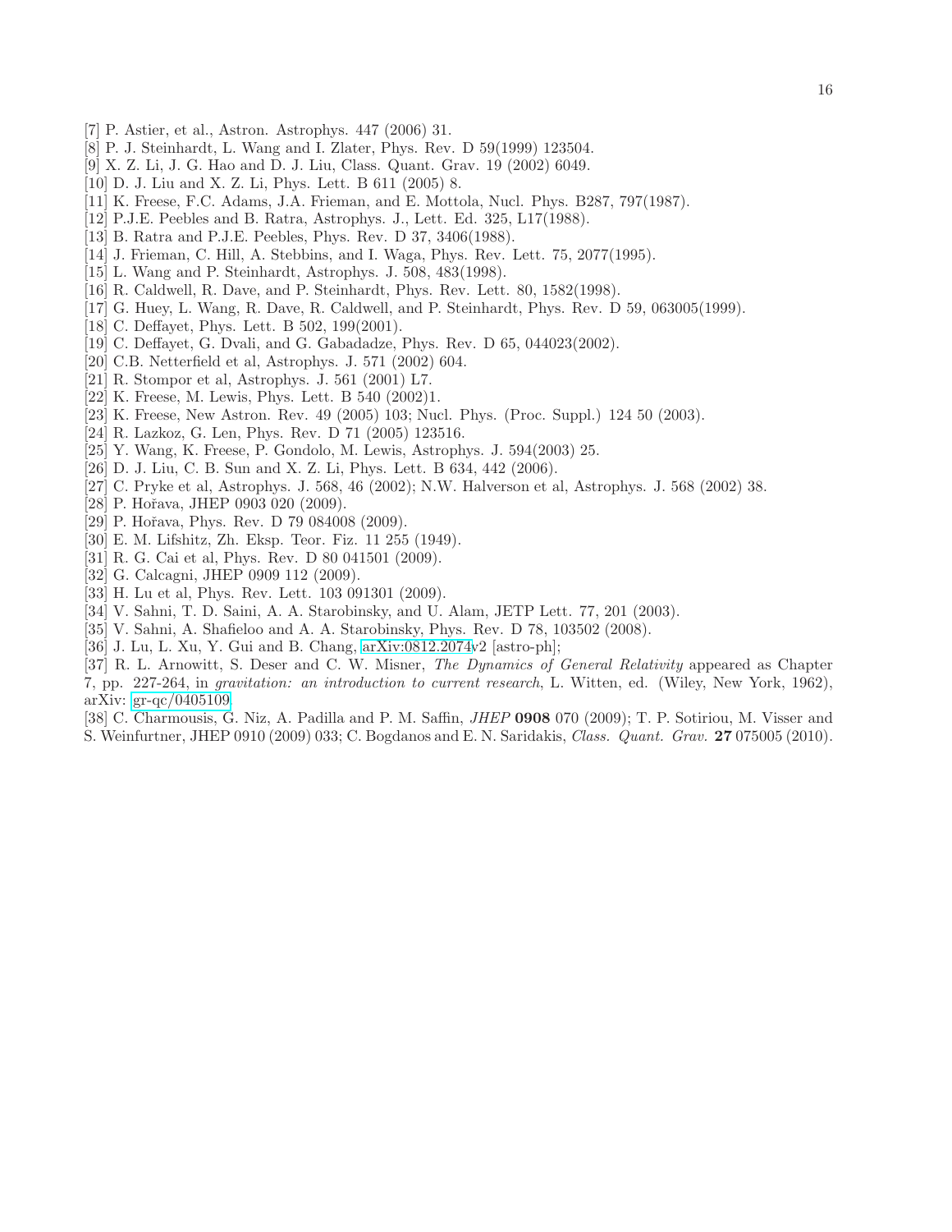[7] P. Astier, et al., Astron. Astrophys. 447 (2006) 31.

[8] P. J. Steinhardt, L. Wang and I. Zlater, Phys. Rev. D 59(1999) 123504.

[9] X. Z. Li, J. G. Hao and D. J. Liu, Class. Quant. Grav. 19 (2002) 6049.

[10] D. J. Liu and X. Z. Li, Phys. Lett. B 611 (2005) 8.

[11] K. Freese, F.C. Adams, J.A. Frieman, and E. Mottola, Nucl. Phys. B287, 797(1987).

[12] P.J.E. Peebles and B. Ratra, Astrophys. J., Lett. Ed. 325, L17(1988).

[13] B. Ratra and P.J.E. Peebles, Phys. Rev. D 37, 3406(1988).

[14] J. Frieman, C. Hill, A. Stebbins, and I. Waga, Phys. Rev. Lett. 75, 2077(1995).

[15] L. Wang and P. Steinhardt, Astrophys. J. 508, 483(1998).

[16] R. Caldwell, R. Dave, and P. Steinhardt, Phys. Rev. Lett. 80, 1582(1998).

[17] G. Huey, L. Wang, R. Dave, R. Caldwell, and P. Steinhardt, Phys. Rev. D 59, 063005(1999).

[18] C. Deffayet, Phys. Lett. B 502, 199(2001).

[19] C. Deffayet, G. Dvali, and G. Gabadadze, Phys. Rev. D 65, 044023(2002).

[20] C.B. Netterfield et al, Astrophys. J. 571 (2002) 604.

[21] R. Stompor et al, Astrophys. J. 561 (2001) L7.

[22] K. Freese, M. Lewis, Phys. Lett. B 540 (2002)1.

[23] K. Freese, New Astron. Rev. 49 (2005) 103; Nucl. Phys. (Proc. Suppl.) 124 50 (2003).

[24] R. Lazkoz, G. Len, Phys. Rev. D 71 (2005) 123516.

[25] Y. Wang, K. Freese, P. Gondolo, M. Lewis, Astrophys. J. 594(2003) 25.

[26] D. J. Liu, C. B. Sun and X. Z. Li, Phys. Lett. B 634, 442 (2006).

[27] C. Pryke et al, Astrophys. J. 568, 46 (2002); N.W. Halverson et al, Astrophys. J. 568 (2002) 38.

[28] P. Hořava, JHEP 0903 020 (2009).

[29] P. Hořava, Phys. Rev. D 79 084008 (2009).

[30] E. M. Lifshitz, Zh. Eksp. Teor. Fiz. 11 255 (1949).

[31] R. G. Cai et al, Phys. Rev. D 80 041501 (2009).

[32] G. Calcagni, JHEP 0909 112 (2009).

[33] H. Lu et al, Phys. Rev. Lett. 103 091301 (2009).

[34] V. Sahni, T. D. Saini, A. A. Starobinsky, and U. Alam, JETP Lett. 77, 201 (2003).

[35] V. Sahni, A. Shafieloo and A. A. Starobinsky, Phys. Rev. D 78, 103502 (2008).

[36] J. Lu, L. Xu, Y. Gui and B. Chang, arXiv:0812.2074v2 [astro-ph];

[37] R. L. Arnowitt, S. Deser and C. W. Misner, *The Dynamics of General Relativity* appeared as Chapter 7, pp. 227-264, in *gravitation: an introduction to current research*, L. Witten, ed. (Wiley, New York, 1962), arXiv: gr-qc/0405109.

[38] C. Charmousis, G. Niz, A. Padilla and P. M. Saffin, *JHEP* **0908** 070 (2009); T. P. Sotiriou, M. Visser and S. Weinfurtner, JHEP 0910 (2009) 033; C. Bogdanos and E. N. Saridakis, *Class. Quant. Grav.* **27** 075005 (2010).